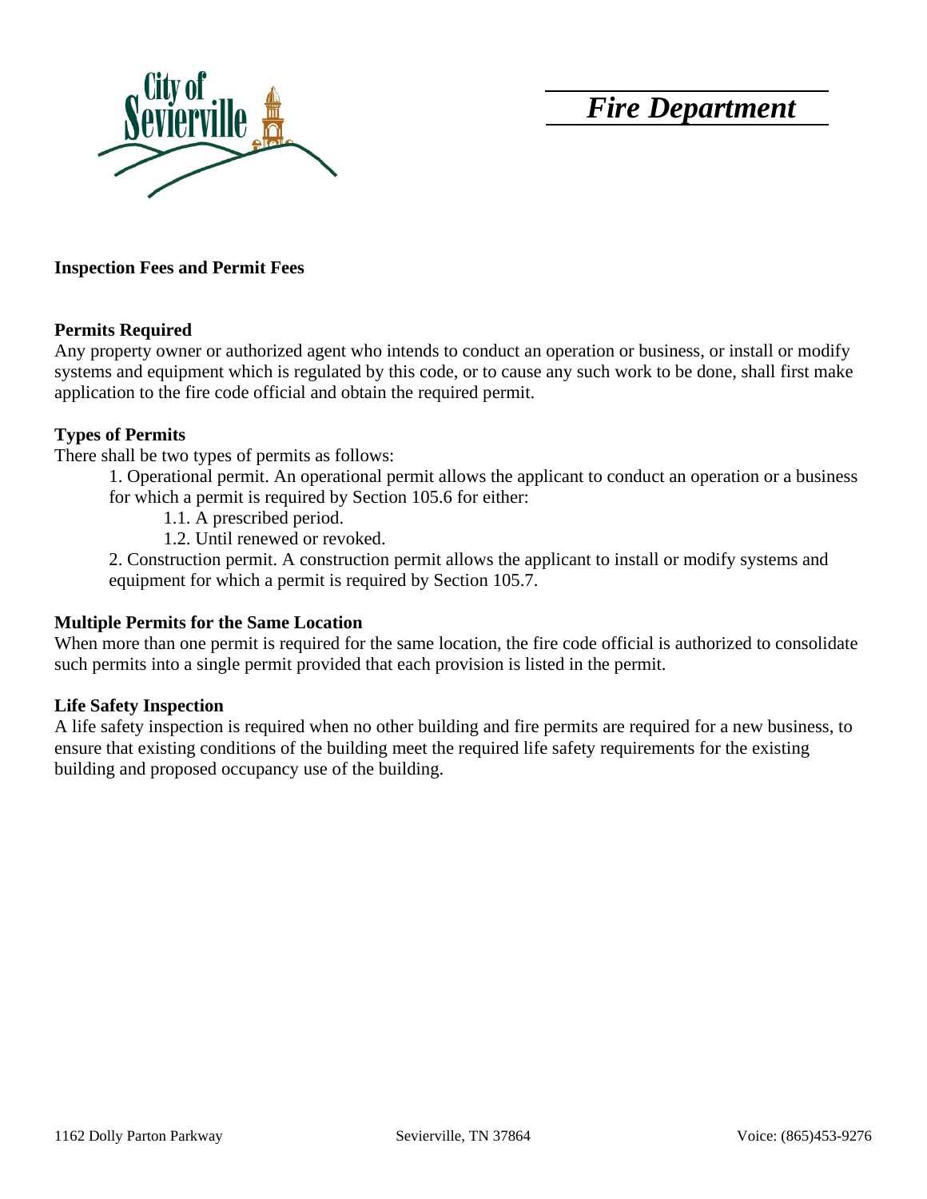# Fire Department

**Inspection Fees and Permit Fees**

**Permits Required**

Any property owner or authorized agent who intends to conduct an operation or business, or install or modify systems and equipment which is regulated by this code, or to cause any such work to be done, shall first make application to the fire code official and obtain the required permit.

**Types of Permits**

There shall be two types of permits as follows:

1. Operational permit. An operational permit allows the applicant to conduct an operation or a business for which a permit is required by Section 105.6 for either:
    - 1.1. A prescribed period.
    - 1.2. Until renewed or revoked.
2. Construction permit. A construction permit allows the applicant to install or modify systems and equipment for which a permit is required by Section 105.7.

**Multiple Permits for the Same Location**

When more than one permit is required for the same location, the fire code official is authorized to consolidate such permits into a single permit provided that each provision is listed in the permit.

**Life Safety Inspection**

A life safety inspection is required when no other building and fire permits are required for a new business, to ensure that existing conditions of the building meet the required life safety requirements for the existing building and proposed occupancy use of the building.

1162 Dolly Parton Parkway Sevierville, TN 37864 Voice: (865)453-9276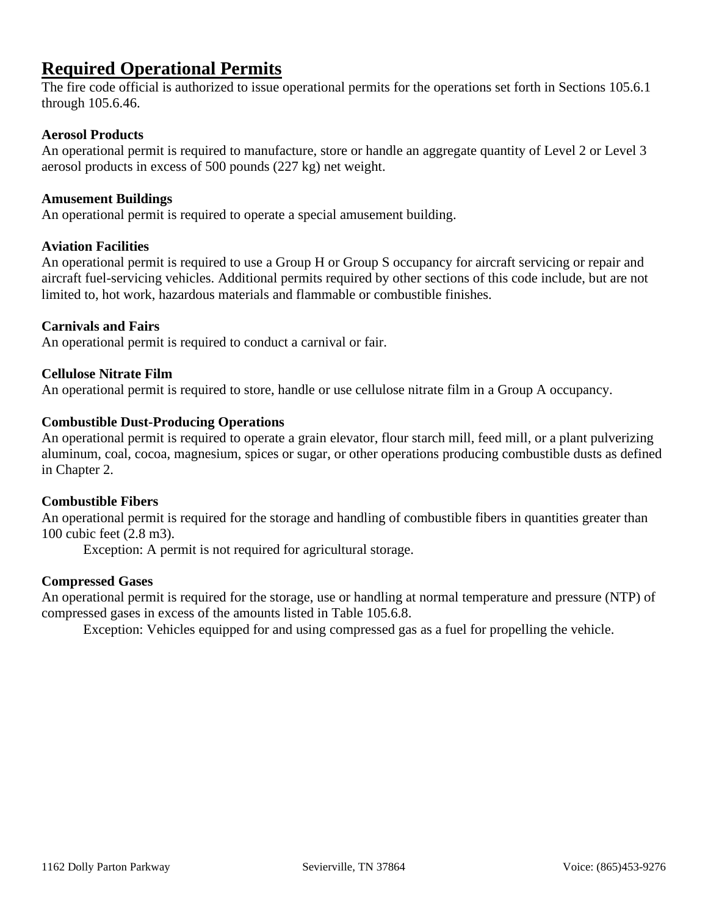## Required Operational Permits

The fire code official is authorized to issue operational permits for the operations set forth in Sections 105.6.1 through 105.6.46.

**Aerosol Products**

An operational permit is required to manufacture, store or handle an aggregate quantity of Level 2 or Level 3 aerosol products in excess of 500 pounds (227 kg) net weight.

**Amusement Buildings**

An operational permit is required to operate a special amusement building.

**Aviation Facilities**

An operational permit is required to use a Group H or Group S occupancy for aircraft servicing or repair and aircraft fuel-servicing vehicles. Additional permits required by other sections of this code include, but are not limited to, hot work, hazardous materials and flammable or combustible finishes.

**Carnivals and Fairs**

An operational permit is required to conduct a carnival or fair.

**Cellulose Nitrate Film**

An operational permit is required to store, handle or use cellulose nitrate film in a Group A occupancy.

**Combustible Dust-Producing Operations**

An operational permit is required to operate a grain elevator, flour starch mill, feed mill, or a plant pulverizing aluminum, coal, cocoa, magnesium, spices or sugar, or other operations producing combustible dusts as defined in Chapter 2.

**Combustible Fibers**

An operational permit is required for the storage and handling of combustible fibers in quantities greater than 100 cubic feet (2.8 m3).

Exception: A permit is not required for agricultural storage.

**Compressed Gases**

An operational permit is required for the storage, use or handling at normal temperature and pressure (NTP) of compressed gases in excess of the amounts listed in Table 105.6.8.

Exception: Vehicles equipped for and using compressed gas as a fuel for propelling the vehicle.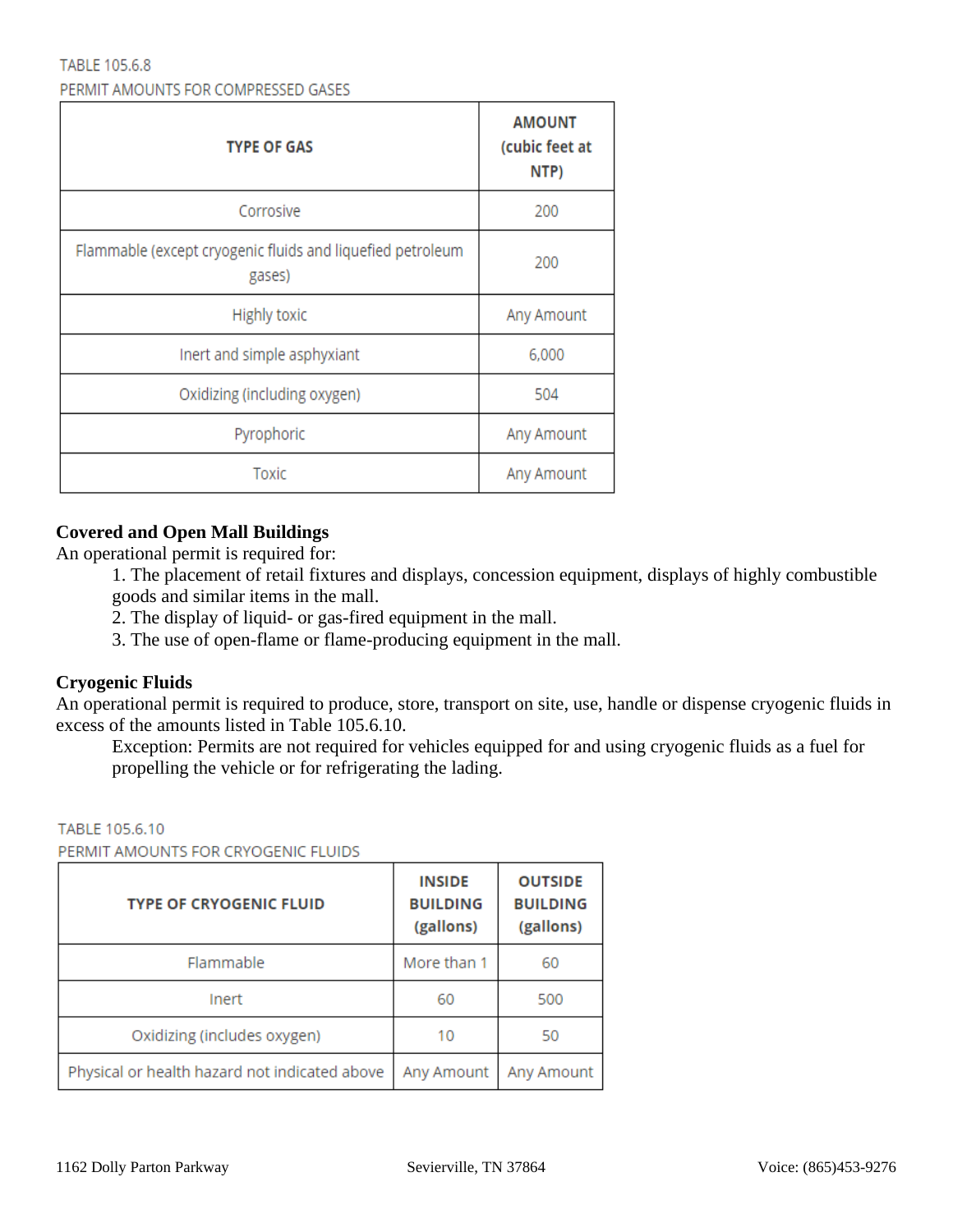TABLE 105.6.8
PERMIT AMOUNTS FOR COMPRESSED GASES

| TYPE OF GAS | AMOUNT (cubic feet at NTP) |
|---|---|
| Corrosive | 200 |
| Flammable (except cryogenic fluids and liquefied petroleum gases) | 200 |
| Highly toxic | Any Amount |
| Inert and simple asphyxiant | 6,000 |
| Oxidizing (including oxygen) | 504 |
| Pyrophoric | Any Amount |
| Toxic | Any Amount |

**Covered and Open Mall Buildings**

An operational permit is required for:

1. The placement of retail fixtures and displays, concession equipment, displays of highly combustible goods and similar items in the mall.
2. The display of liquid- or gas-fired equipment in the mall.
3. The use of open-flame or flame-producing equipment in the mall.

**Cryogenic Fluids**

An operational permit is required to produce, store, transport on site, use, handle or dispense cryogenic fluids in excess of the amounts listed in Table 105.6.10.

Exception: Permits are not required for vehicles equipped for and using cryogenic fluids as a fuel for propelling the vehicle or for refrigerating the lading.

TABLE 105.6.10
PERMIT AMOUNTS FOR CRYOGENIC FLUIDS

| TYPE OF CRYOGENIC FLUID | INSIDE BUILDING (gallons) | OUTSIDE BUILDING (gallons) |
|---|---|---|
| Flammable | More than 1 | 60 |
| Inert | 60 | 500 |
| Oxidizing (includes oxygen) | 10 | 50 |
| Physical or health hazard not indicated above | Any Amount | Any Amount |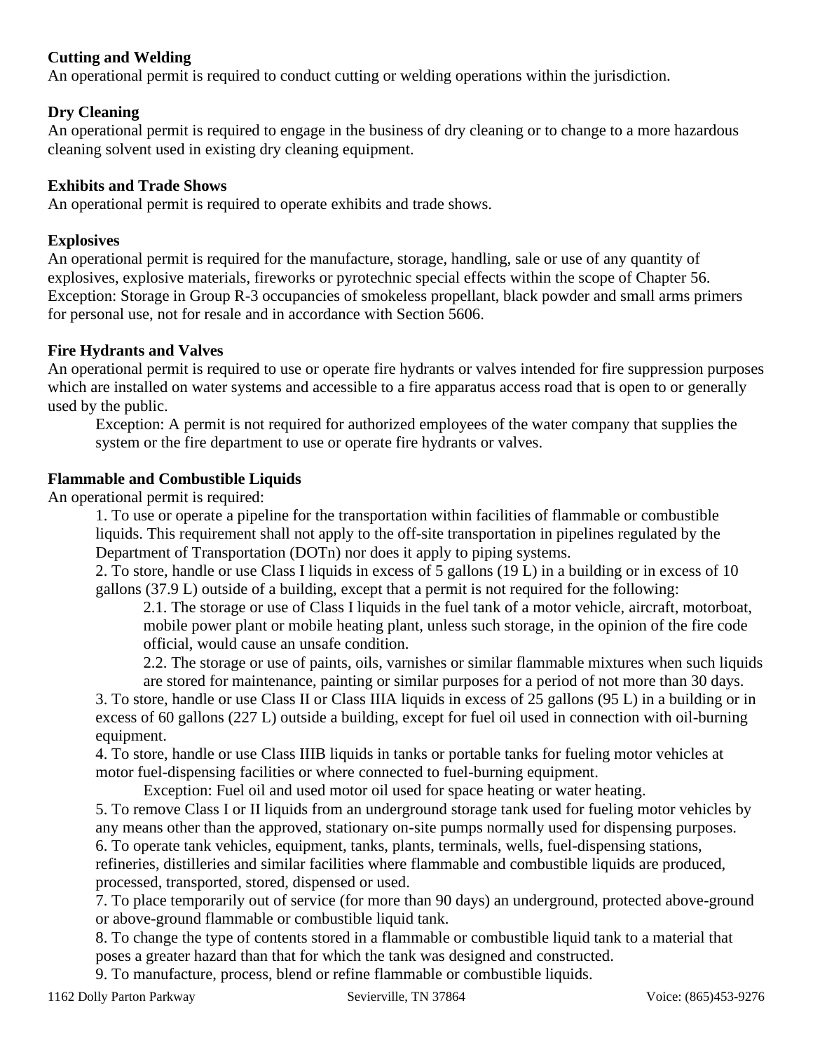**Cutting and Welding**
An operational permit is required to conduct cutting or welding operations within the jurisdiction.

**Dry Cleaning**
An operational permit is required to engage in the business of dry cleaning or to change to a more hazardous cleaning solvent used in existing dry cleaning equipment.

**Exhibits and Trade Shows**
An operational permit is required to operate exhibits and trade shows.

**Explosives**
An operational permit is required for the manufacture, storage, handling, sale or use of any quantity of explosives, explosive materials, fireworks or pyrotechnic special effects within the scope of Chapter 56. Exception: Storage in Group R-3 occupancies of smokeless propellant, black powder and small arms primers for personal use, not for resale and in accordance with Section 5606.

**Fire Hydrants and Valves**
An operational permit is required to use or operate fire hydrants or valves intended for fire suppression purposes which are installed on water systems and accessible to a fire apparatus access road that is open to or generally used by the public.

Exception: A permit is not required for authorized employees of the water company that supplies the system or the fire department to use or operate fire hydrants or valves.

**Flammable and Combustible Liquids**
An operational permit is required:

1. To use or operate a pipeline for the transportation within facilities of flammable or combustible liquids. This requirement shall not apply to the off-site transportation in pipelines regulated by the Department of Transportation (DOTn) nor does it apply to piping systems.
2. To store, handle or use Class I liquids in excess of 5 gallons (19 L) in a building or in excess of 10 gallons (37.9 L) outside of a building, except that a permit is not required for the following:
   2.1. The storage or use of Class I liquids in the fuel tank of a motor vehicle, aircraft, motorboat, mobile power plant or mobile heating plant, unless such storage, in the opinion of the fire code official, would cause an unsafe condition.
   2.2. The storage or use of paints, oils, varnishes or similar flammable mixtures when such liquids are stored for maintenance, painting or similar purposes for a period of not more than 30 days.
3. To store, handle or use Class II or Class IIIA liquids in excess of 25 gallons (95 L) in a building or in excess of 60 gallons (227 L) outside a building, except for fuel oil used in connection with oil-burning equipment.
4. To store, handle or use Class IIIB liquids in tanks or portable tanks for fueling motor vehicles at motor fuel-dispensing facilities or where connected to fuel-burning equipment.
   Exception: Fuel oil and used motor oil used for space heating or water heating.
5. To remove Class I or II liquids from an underground storage tank used for fueling motor vehicles by any means other than the approved, stationary on-site pumps normally used for dispensing purposes.
6. To operate tank vehicles, equipment, tanks, plants, terminals, wells, fuel-dispensing stations, refineries, distilleries and similar facilities where flammable and combustible liquids are produced, processed, transported, stored, dispensed or used.
7. To place temporarily out of service (for more than 90 days) an underground, protected above-ground or above-ground flammable or combustible liquid tank.
8. To change the type of contents stored in a flammable or combustible liquid tank to a material that poses a greater hazard than that for which the tank was designed and constructed.
9. To manufacture, process, blend or refine flammable or combustible liquids.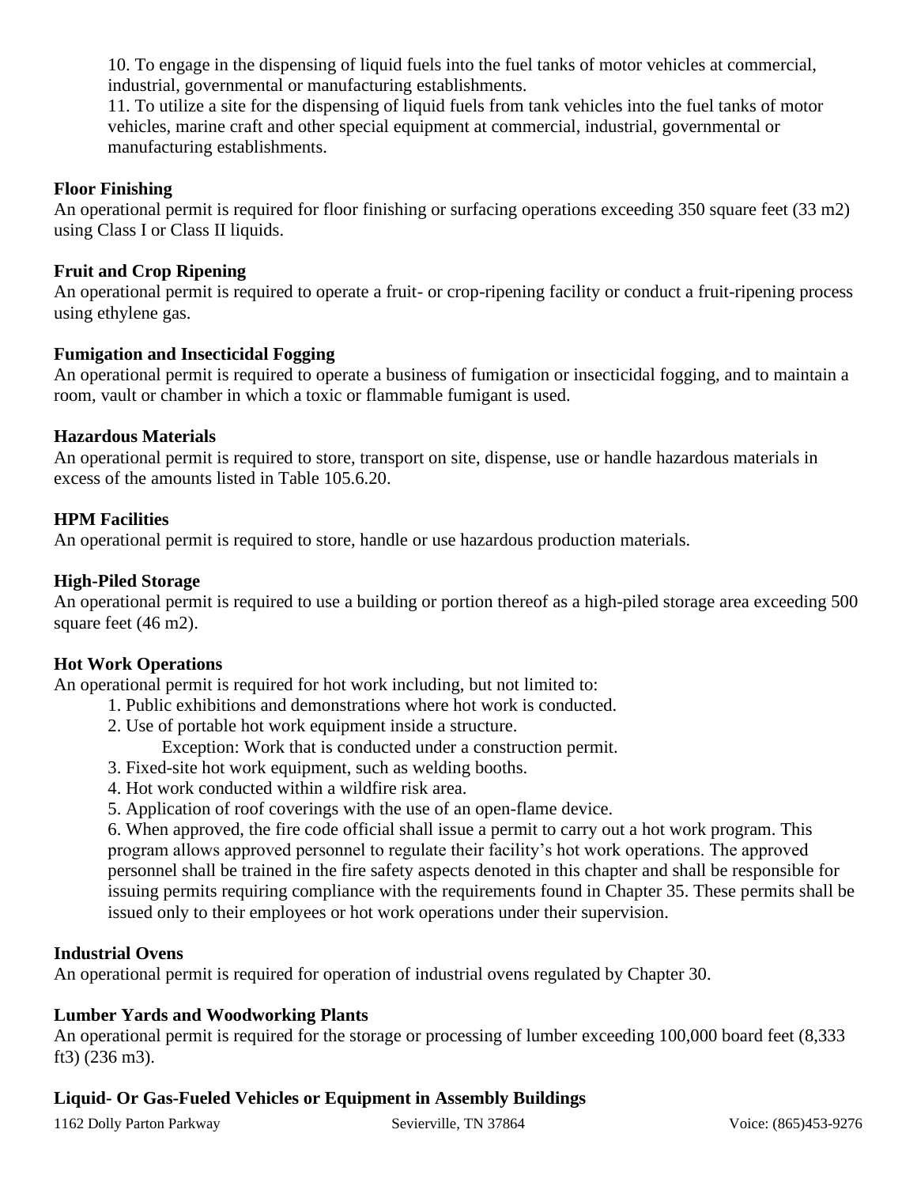10. To engage in the dispensing of liquid fuels into the fuel tanks of motor vehicles at commercial, industrial, governmental or manufacturing establishments.
11. To utilize a site for the dispensing of liquid fuels from tank vehicles into the fuel tanks of motor vehicles, marine craft and other special equipment at commercial, industrial, governmental or manufacturing establishments.

**Floor Finishing**
An operational permit is required for floor finishing or surfacing operations exceeding 350 square feet (33 $m^2$) using Class I or Class II liquids.

**Fruit and Crop Ripening**
An operational permit is required to operate a fruit- or crop-ripening facility or conduct a fruit-ripening process using ethylene gas.

**Fumigation and Insecticidal Fogging**
An operational permit is required to operate a business of fumigation or insecticidal fogging, and to maintain a room, vault or chamber in which a toxic or flammable fumigant is used.

**Hazardous Materials**
An operational permit is required to store, transport on site, dispense, use or handle hazardous materials in excess of the amounts listed in Table 105.6.20.

**HPM Facilities**
An operational permit is required to store, handle or use hazardous production materials.

**High-Piled Storage**
An operational permit is required to use a building or portion thereof as a high-piled storage area exceeding 500 square feet (46 $m^2$).

**Hot Work Operations**
An operational permit is required for hot work including, but not limited to:

1. Public exhibitions and demonstrations where hot work is conducted.
2. Use of portable hot work equipment inside a structure.
   Exception: Work that is conducted under a construction permit.
3. Fixed-site hot work equipment, such as welding booths.
4. Hot work conducted within a wildfire risk area.
5. Application of roof coverings with the use of an open-flame device.
6. When approved, the fire code official shall issue a permit to carry out a hot work program. This program allows approved personnel to regulate their facility's hot work operations. The approved personnel shall be trained in the fire safety aspects denoted in this chapter and shall be responsible for issuing permits requiring compliance with the requirements found in Chapter 35. These permits shall be issued only to their employees or hot work operations under their supervision.

**Industrial Ovens**
An operational permit is required for operation of industrial ovens regulated by Chapter 30.

**Lumber Yards and Woodworking Plants**
An operational permit is required for the storage or processing of lumber exceeding 100,000 board feet (8,333 $ft^3$) (236 $m^3$).

**Liquid- Or Gas-Fueled Vehicles or Equipment in Assembly Buildings**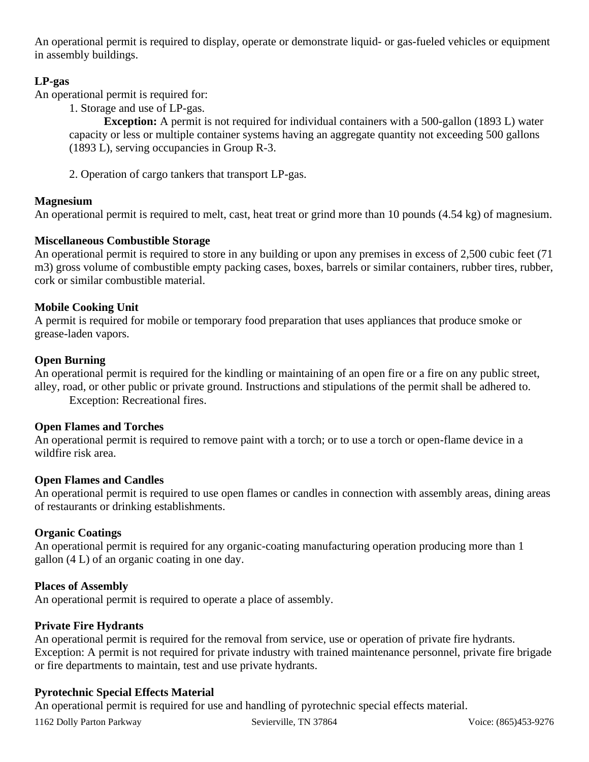An operational permit is required to display, operate or demonstrate liquid- or gas-fueled vehicles or equipment in assembly buildings.

**LP-gas**
An operational permit is required for:

1. Storage and use of LP-gas.

   **Exception:** A permit is not required for individual containers with a 500-gallon (1893 L) water capacity or less or multiple container systems having an aggregate quantity not exceeding 500 gallons (1893 L), serving occupancies in Group R-3.

2. Operation of cargo tankers that transport LP-gas.

**Magnesium**
An operational permit is required to melt, cast, heat treat or grind more than 10 pounds (4.54 kg) of magnesium.

**Miscellaneous Combustible Storage**
An operational permit is required to store in any building or upon any premises in excess of 2,500 cubic feet (71 m3) gross volume of combustible empty packing cases, boxes, barrels or similar containers, rubber tires, rubber, cork or similar combustible material.

**Mobile Cooking Unit**
A permit is required for mobile or temporary food preparation that uses appliances that produce smoke or grease-laden vapors.

**Open Burning**
An operational permit is required for the kindling or maintaining of an open fire or a fire on any public street, alley, road, or other public or private ground. Instructions and stipulations of the permit shall be adhered to.

Exception: Recreational fires.

**Open Flames and Torches**
An operational permit is required to remove paint with a torch; or to use a torch or open-flame device in a wildfire risk area.

**Open Flames and Candles**
An operational permit is required to use open flames or candles in connection with assembly areas, dining areas of restaurants or drinking establishments.

**Organic Coatings**
An operational permit is required for any organic-coating manufacturing operation producing more than 1 gallon (4 L) of an organic coating in one day.

**Places of Assembly**
An operational permit is required to operate a place of assembly.

**Private Fire Hydrants**
An operational permit is required for the removal from service, use or operation of private fire hydrants. Exception: A permit is not required for private industry with trained maintenance personnel, private fire brigade or fire departments to maintain, test and use private hydrants.

**Pyrotechnic Special Effects Material**
An operational permit is required for use and handling of pyrotechnic special effects material.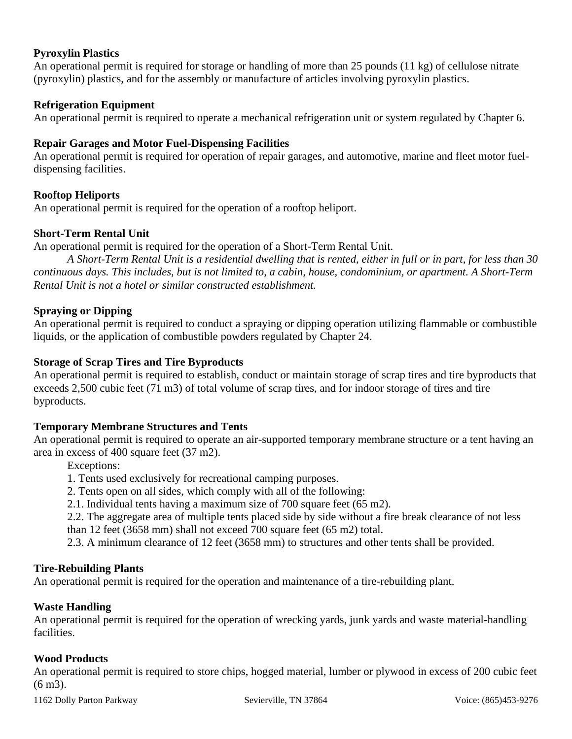**Pyroxylin Plastics**
An operational permit is required for storage or handling of more than 25 pounds (11 kg) of cellulose nitrate (pyroxylin) plastics, and for the assembly or manufacture of articles involving pyroxylin plastics.

**Refrigeration Equipment**
An operational permit is required to operate a mechanical refrigeration unit or system regulated by Chapter 6.

**Repair Garages and Motor Fuel-Dispensing Facilities**
An operational permit is required for operation of repair garages, and automotive, marine and fleet motor fuel-dispensing facilities.

**Rooftop Heliports**
An operational permit is required for the operation of a rooftop heliport.

**Short-Term Rental Unit**
An operational permit is required for the operation of a Short-Term Rental Unit.

*A Short-Term Rental Unit is a residential dwelling that is rented, either in full or in part, for less than 30 continuous days. This includes, but is not limited to, a cabin, house, condominium, or apartment. A Short-Term Rental Unit is not a hotel or similar constructed establishment.*

**Spraying or Dipping**
An operational permit is required to conduct a spraying or dipping operation utilizing flammable or combustible liquids, or the application of combustible powders regulated by Chapter 24.

**Storage of Scrap Tires and Tire Byproducts**
An operational permit is required to establish, conduct or maintain storage of scrap tires and tire byproducts that exceeds 2,500 cubic feet (71 m3) of total volume of scrap tires, and for indoor storage of tires and tire byproducts.

**Temporary Membrane Structures and Tents**
An operational permit is required to operate an air-supported temporary membrane structure or a tent having an area in excess of 400 square feet (37 m2).

Exceptions:
1. Tents used exclusively for recreational camping purposes.
2. Tents open on all sides, which comply with all of the following:
2.1. Individual tents having a maximum size of 700 square feet (65 m2).
2.2. The aggregate area of multiple tents placed side by side without a fire break clearance of not less than 12 feet (3658 mm) shall not exceed 700 square feet (65 m2) total.
2.3. A minimum clearance of 12 feet (3658 mm) to structures and other tents shall be provided.

**Tire-Rebuilding Plants**
An operational permit is required for the operation and maintenance of a tire-rebuilding plant.

**Waste Handling**
An operational permit is required for the operation of wrecking yards, junk yards and waste material-handling facilities.

**Wood Products**
An operational permit is required to store chips, hogged material, lumber or plywood in excess of 200 cubic feet (6 m3).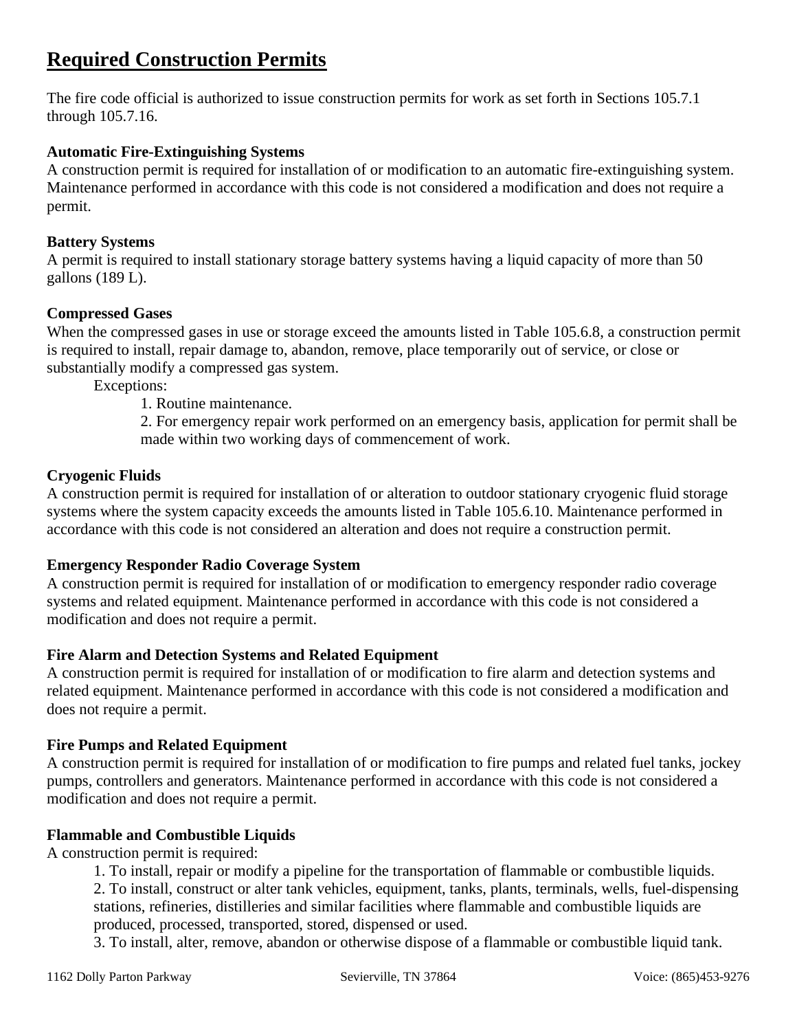# Required Construction Permits

The fire code official is authorized to issue construction permits for work as set forth in Sections 105.7.1 through 105.7.16.

**Automatic Fire-Extinguishing Systems**
A construction permit is required for installation of or modification to an automatic fire-extinguishing system. Maintenance performed in accordance with this code is not considered a modification and does not require a permit.

**Battery Systems**
A permit is required to install stationary storage battery systems having a liquid capacity of more than 50 gallons (189 L).

**Compressed Gases**
When the compressed gases in use or storage exceed the amounts listed in Table 105.6.8, a construction permit is required to install, repair damage to, abandon, remove, place temporarily out of service, or close or substantially modify a compressed gas system.

Exceptions:

1. Routine maintenance.
2. For emergency repair work performed on an emergency basis, application for permit shall be made within two working days of commencement of work.

**Cryogenic Fluids**
A construction permit is required for installation of or alteration to outdoor stationary cryogenic fluid storage systems where the system capacity exceeds the amounts listed in Table 105.6.10. Maintenance performed in accordance with this code is not considered an alteration and does not require a construction permit.

**Emergency Responder Radio Coverage System**
A construction permit is required for installation of or modification to emergency responder radio coverage systems and related equipment. Maintenance performed in accordance with this code is not considered a modification and does not require a permit.

**Fire Alarm and Detection Systems and Related Equipment**
A construction permit is required for installation of or modification to fire alarm and detection systems and related equipment. Maintenance performed in accordance with this code is not considered a modification and does not require a permit.

**Fire Pumps and Related Equipment**
A construction permit is required for installation of or modification to fire pumps and related fuel tanks, jockey pumps, controllers and generators. Maintenance performed in accordance with this code is not considered a modification and does not require a permit.

**Flammable and Combustible Liquids**
A construction permit is required:

1. To install, repair or modify a pipeline for the transportation of flammable or combustible liquids.
2. To install, construct or alter tank vehicles, equipment, tanks, plants, terminals, wells, fuel-dispensing stations, refineries, distilleries and similar facilities where flammable and combustible liquids are produced, processed, transported, stored, dispensed or used.
3. To install, alter, remove, abandon or otherwise dispose of a flammable or combustible liquid tank.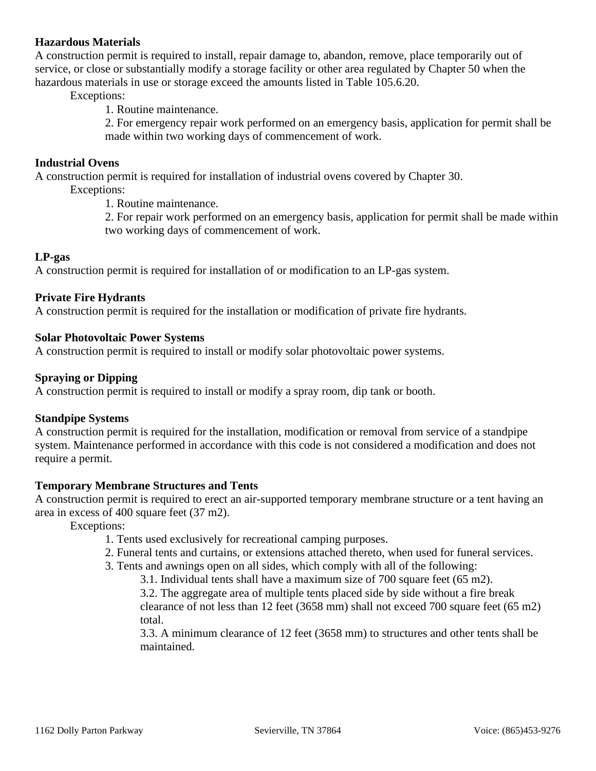**Hazardous Materials**

A construction permit is required to install, repair damage to, abandon, remove, place temporarily out of service, or close or substantially modify a storage facility or other area regulated by Chapter 50 when the hazardous materials in use or storage exceed the amounts listed in Table 105.6.20.

Exceptions:

1. Routine maintenance.
2. For emergency repair work performed on an emergency basis, application for permit shall be made within two working days of commencement of work.

**Industrial Ovens**

A construction permit is required for installation of industrial ovens covered by Chapter 30.

Exceptions:

1. Routine maintenance.
2. For repair work performed on an emergency basis, application for permit shall be made within two working days of commencement of work.

**LP-gas**

A construction permit is required for installation of or modification to an LP-gas system.

**Private Fire Hydrants**

A construction permit is required for the installation or modification of private fire hydrants.

**Solar Photovoltaic Power Systems**

A construction permit is required to install or modify solar photovoltaic power systems.

**Spraying or Dipping**

A construction permit is required to install or modify a spray room, dip tank or booth.

**Standpipe Systems**

A construction permit is required for the installation, modification or removal from service of a standpipe system. Maintenance performed in accordance with this code is not considered a modification and does not require a permit.

**Temporary Membrane Structures and Tents**

A construction permit is required to erect an air-supported temporary membrane structure or a tent having an area in excess of 400 square feet (37 $m^2$).

Exceptions:

1. Tents used exclusively for recreational camping purposes.
2. Funeral tents and curtains, or extensions attached thereto, when used for funeral services.
3. Tents and awnings open on all sides, which comply with all of the following:
   - 3.1. Individual tents shall have a maximum size of 700 square feet (65 $m^2$).
   - 3.2. The aggregate area of multiple tents placed side by side without a fire break clearance of not less than 12 feet (3658 mm) shall not exceed 700 square feet (65 $m^2$) total.
   - 3.3. A minimum clearance of 12 feet (3658 mm) to structures and other tents shall be maintained.